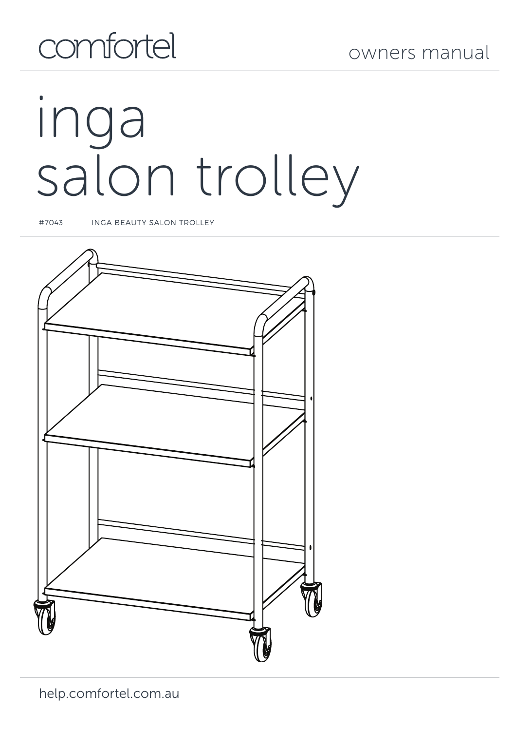comfortel

owners manual

# inga salon trolley

#7043 INGA BEAUTY SALON TROLLEY

help.comfortel.com.au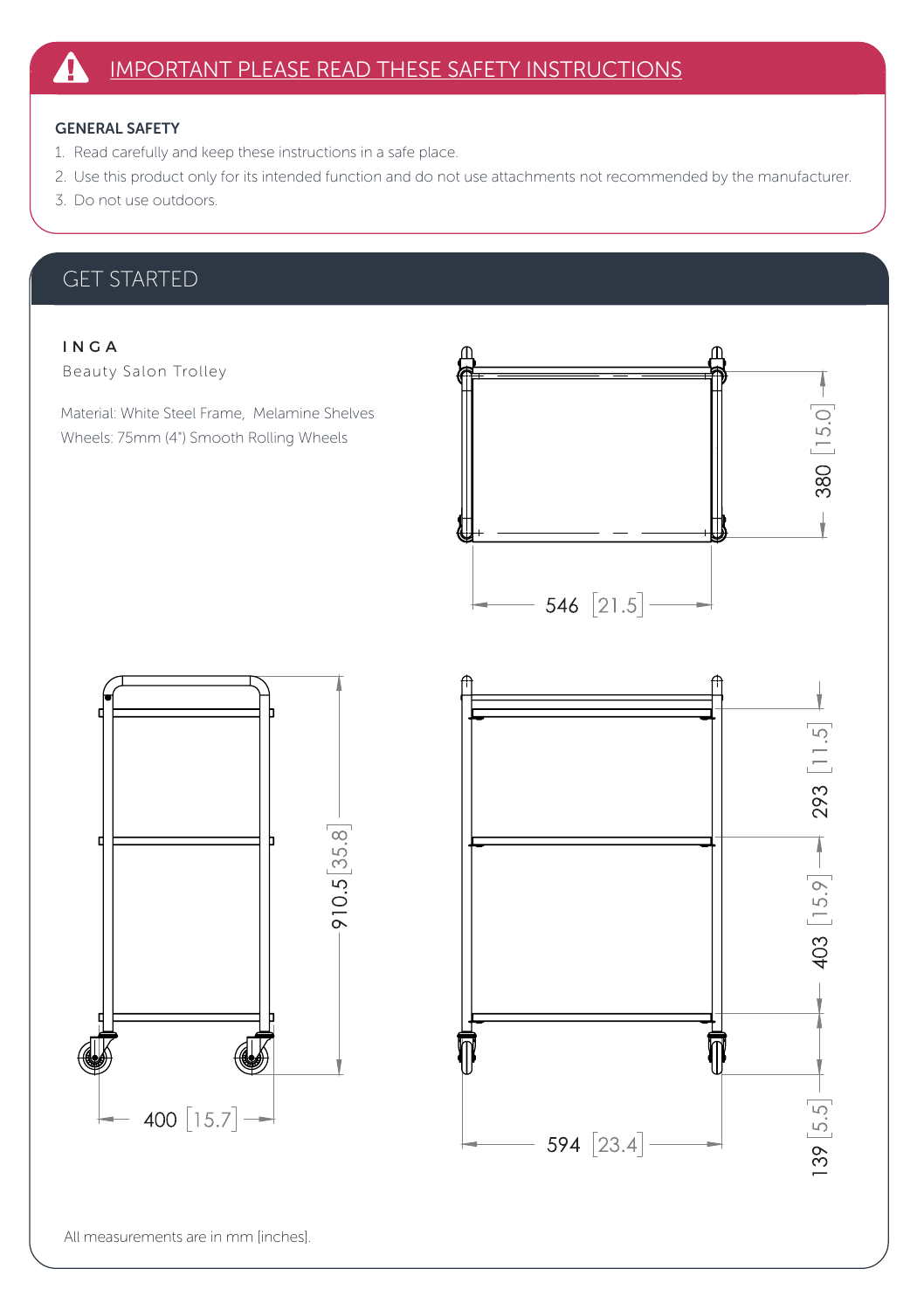## IMPORTANT PLEASE READ THESE SAFETY INSTRUCTIONS

**GENERAL SAFETY**

1. Read carefully and keep these instructions in a safe place.
2. Use this product only for its intended function and do not use attachments not recommended by the manufacturer.
3. Do not use outdoors.

## GET STARTED

**INGA**

Beauty Salon Trolley

Material: White Steel Frame, Melamine Shelves

Wheels: 75mm (4") Smooth Rolling Wheels

380 [15.0]

546 [21.5]

910.5 [35.8]

400 [15.7]

293 [11.5]

403 [15.9]

139 [5.5]

594 [23.4]

All measurements are in mm [inches].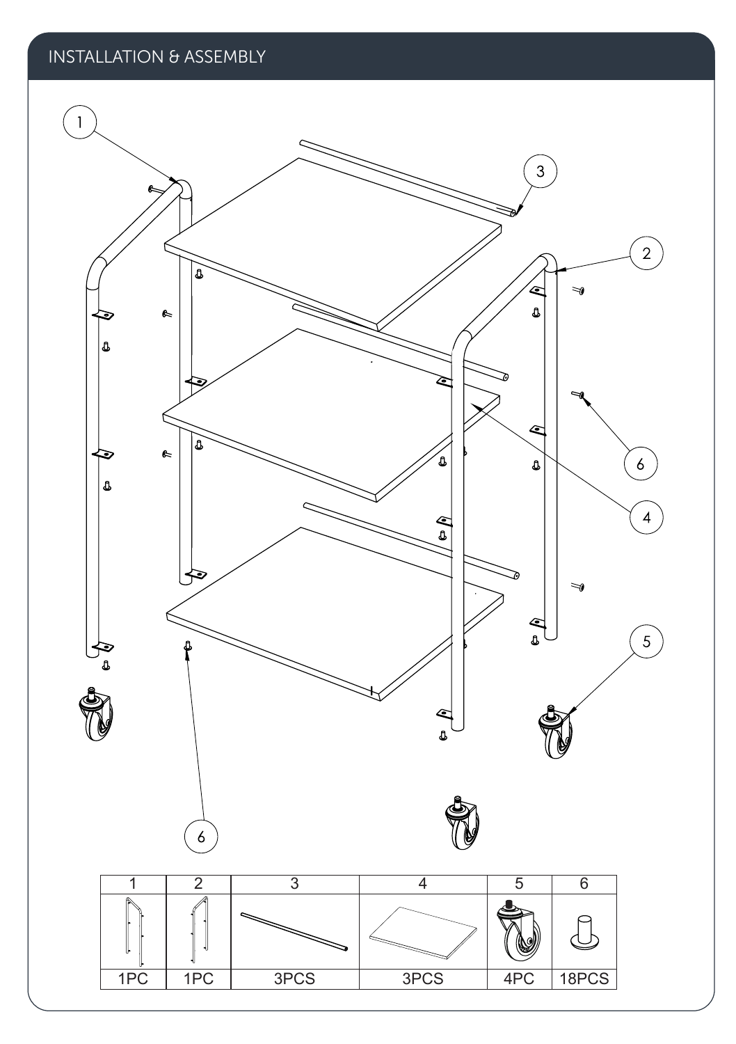# INSTALLATION & ASSEMBLY

| 1 | 2 | 3 | 4 | 5 | 6 |
|---|---|---|---|---|---|
| | | | | | |
| 1PC | 1PC | 3PCS | 3PCS | 4PC | 18PCS |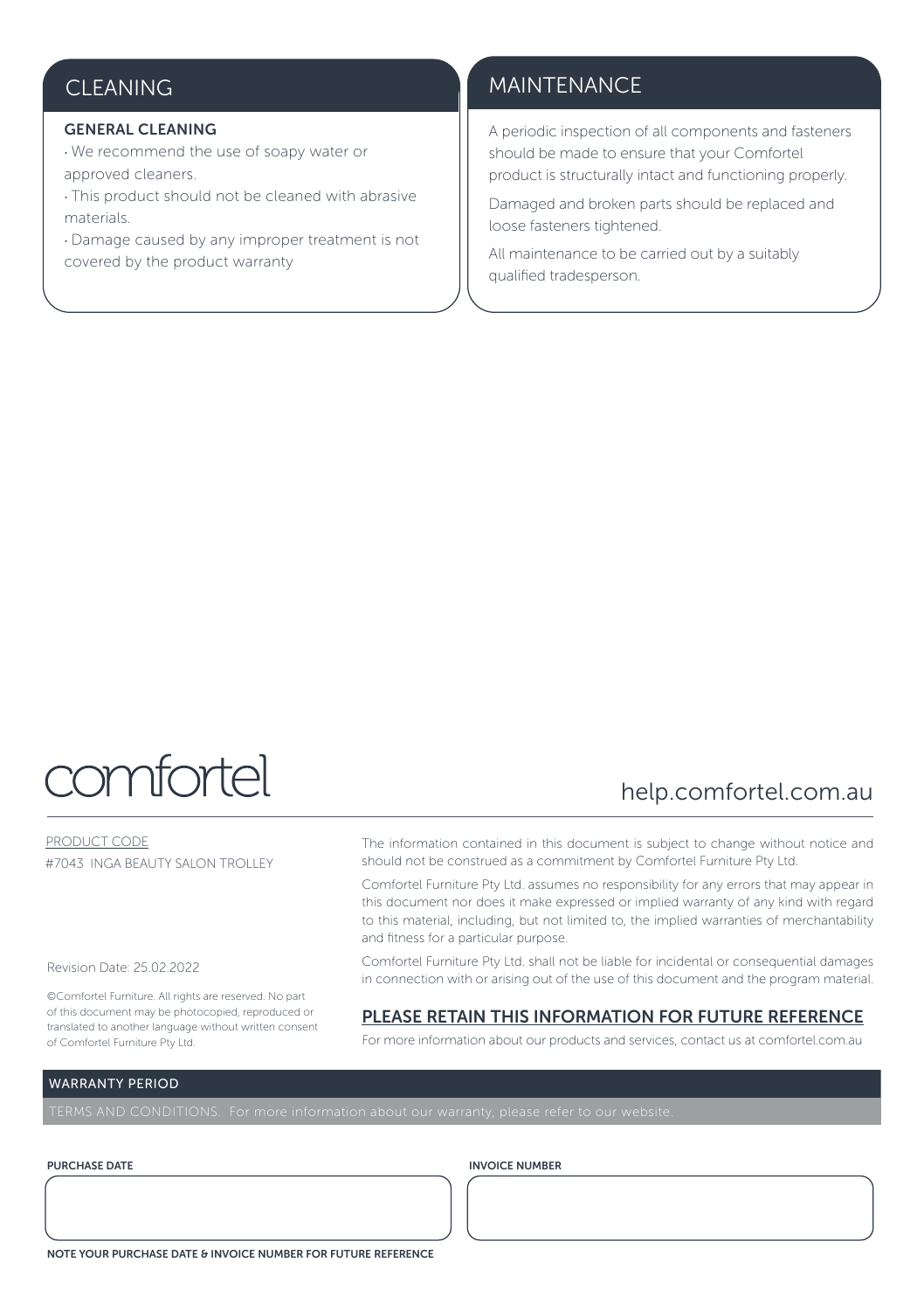## CLEANING

### GENERAL CLEANING

- We recommend the use of soapy water or approved cleaners.
- This product should not be cleaned with abrasive materials.
- Damage caused by any improper treatment is not covered by the product warranty

## MAINTENANCE

A periodic inspection of all components and fasteners should be made to ensure that your Comfortel product is structurally intact and functioning properly.

Damaged and broken parts should be replaced and loose fasteners tightened.

All maintenance to be carried out by a suitably qualified tradesperson.

# comfortel

help.comfortel.com.au

PRODUCT CODE
#7043 INGA BEAUTY SALON TROLLEY

Revision Date: 25.02.2022

©Comfortel Furniture. All rights are reserved. No part of this document may be photocopied, reproduced or translated to another language without written consent of Comfortel Furniture Pty Ltd.

The information contained in this document is subject to change without notice and should not be construed as a commitment by Comfortel Furniture Pty Ltd.

Comfortel Furniture Pty Ltd. assumes no responsibility for any errors that may appear in this document nor does it make expressed or implied warranty of any kind with regard to this material, including, but not limited to, the implied warranties of merchantability and fitness for a particular purpose.

Comfortel Furniture Pty Ltd. shall not be liable for incidental or consequential damages in connection with or arising out of the use of this document and the program material.

**PLEASE RETAIN THIS INFORMATION FOR FUTURE REFERENCE**

For more information about our products and services, contact us at comfortel.com.au

## WARRANTY PERIOD

TERMS AND CONDITIONS. For more information about our warranty, please refer to our website.

**PURCHASE DATE**

**INVOICE NUMBER**

**NOTE YOUR PURCHASE DATE & INVOICE NUMBER FOR FUTURE REFERENCE**